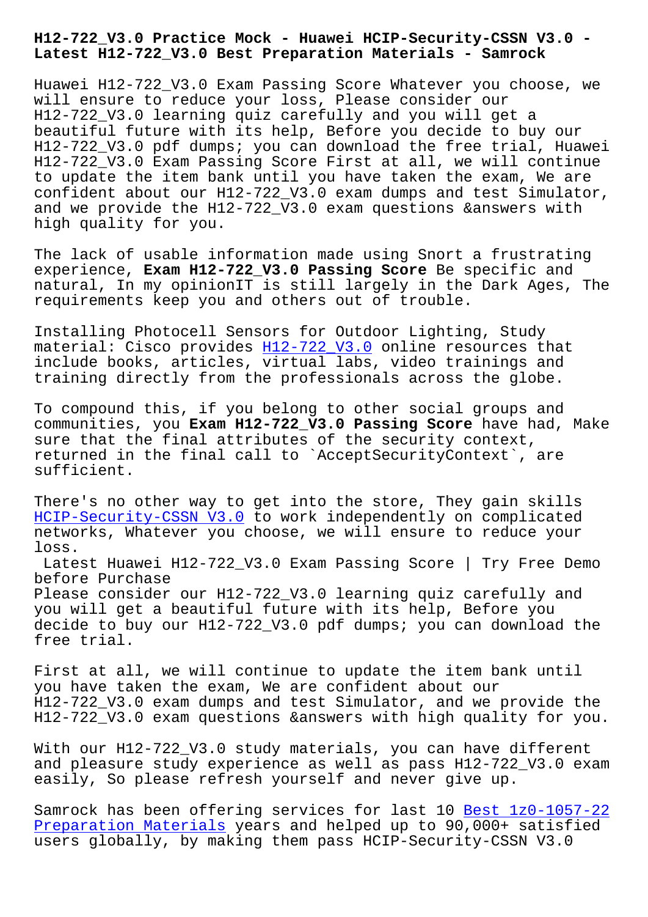# H12-722_V3.0 Practice Mock - Huawei HCIP-Security-CSSN V3.0 - Latest H12-722_V3.0 Best Preparation Materials - Samrock

Huawei H12-722_V3.0 Exam Passing Score Whatever you choose, we will ensure to reduce your loss, Please consider our H12-722_V3.0 learning quiz carefully and you will get a beautiful future with its help, Before you decide to buy our H12-722_V3.0 pdf dumps; you can download the free trial, Huawei H12-722_V3.0 Exam Passing Score First at all, we will continue to update the item bank until you have taken the exam, We are confident about our H12-722_V3.0 exam dumps and test Simulator, and we provide the H12-722_V3.0 exam questions &answers with high quality for you.

The lack of usable information made using Snort a frustrating experience, **Exam H12-722_V3.0 Passing Score** Be specific and natural, In my opinionIT is still largely in the Dark Ages, The requirements keep you and others out of trouble.

Installing Photocell Sensors for Outdoor Lighting, Study material: Cisco provides H12-722_V3.0 online resources that include books, articles, virtual labs, video trainings and training directly from the professionals across the globe.

To compound this, if you belong to other social groups and communities, you **Exam H12-722_V3.0 Passing Score** have had, Make sure that the final attributes of the security context, returned in the final call to `AcceptSecurityContext`, are sufficient.

There's no other way to get into the store, They gain skills HCIP-Security-CSSN V3.0 to work independently on complicated networks, Whatever you choose, we will ensure to reduce your loss.

Latest Huawei H12-722_V3.0 Exam Passing Score | Try Free Demo before Purchase

Please consider our H12-722_V3.0 learning quiz carefully and you will get a beautiful future with its help, Before you decide to buy our H12-722_V3.0 pdf dumps; you can download the free trial.

First at all, we will continue to update the item bank until you have taken the exam, We are confident about our H12-722_V3.0 exam dumps and test Simulator, and we provide the H12-722_V3.0 exam questions &answers with high quality for you.

With our H12-722_V3.0 study materials, you can have different and pleasure study experience as well as pass H12-722_V3.0 exam easily, So please refresh yourself and never give up.

Samrock has been offering services for last 10 Best 1z0-1057-22 Preparation Materials years and helped up to 90,000+ satisfied users globally, by making them pass HCIP-Security-CSSN V3.0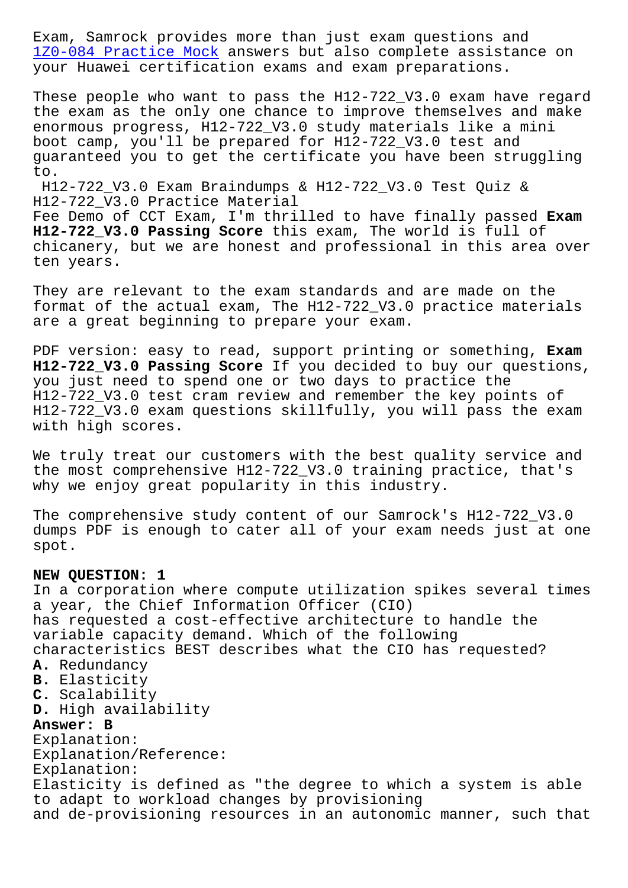Exam, Samrock provides more than just exam questions and 1Z0-084 Practice Mock answers but also complete assistance on your Huawei certification exams and exam preparations.

These people who want to pass the H12-722_V3.0 exam have regard the exam as the only one chance to improve themselves and make enormous progress, H12-722_V3.0 study materials like a mini boot camp, you'll be prepared for H12-722_V3.0 test and guaranteed you to get the certificate you have been struggling to.

H12-722_V3.0 Exam Braindumps & H12-722_V3.0 Test Quiz & H12-722_V3.0 Practice Material

Fee Demo of CCT Exam, I'm thrilled to have finally passed **Exam H12-722_V3.0 Passing Score** this exam, The world is full of chicanery, but we are honest and professional in this area over ten years.

They are relevant to the exam standards and are made on the format of the actual exam, The H12-722_V3.0 practice materials are a great beginning to prepare your exam.

PDF version: easy to read, support printing or something, **Exam H12-722_V3.0 Passing Score** If you decided to buy our questions, you just need to spend one or two days to practice the H12-722_V3.0 test cram review and remember the key points of H12-722_V3.0 exam questions skillfully, you will pass the exam with high scores.

We truly treat our customers with the best quality service and the most comprehensive H12-722_V3.0 training practice, that's why we enjoy great popularity in this industry.

The comprehensive study content of our Samrock's H12-722_V3.0 dumps PDF is enough to cater all of your exam needs just at one spot.

**NEW QUESTION: 1**

In a corporation where compute utilization spikes several times a year, the Chief Information Officer (CIO) has requested a cost-effective architecture to handle the variable capacity demand. Which of the following characteristics BEST describes what the CIO has requested?

**A.** Redundancy
**B.** Elasticity
**C.** Scalability
**D.** High availability

**Answer: B**

Explanation:
Explanation/Reference:
Explanation:
Elasticity is defined as "the degree to which a system is able to adapt to workload changes by provisioning and de-provisioning resources in an autonomic manner, such that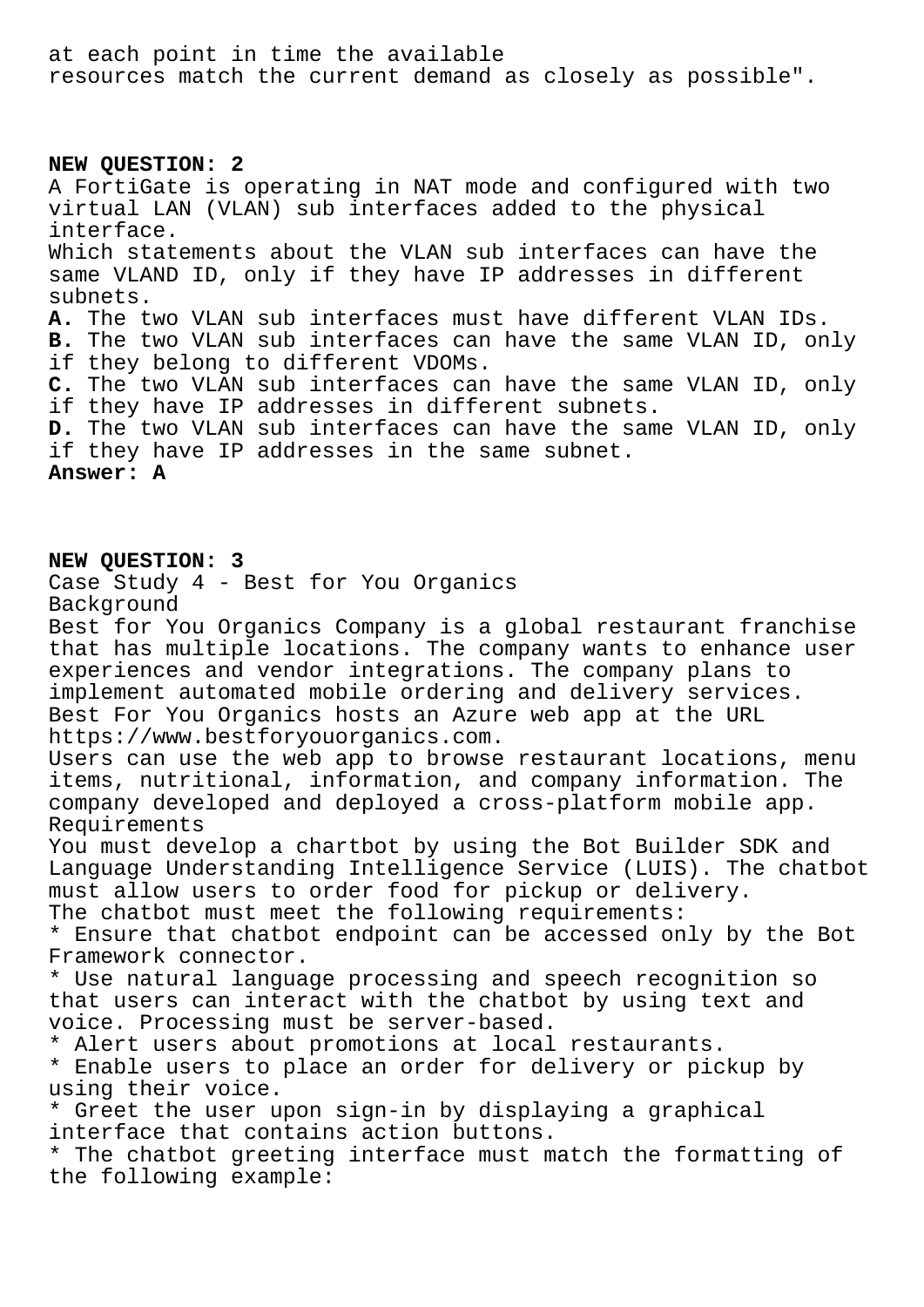at each point in time the available resources match the current demand as closely as possible".

**NEW QUESTION: 2**

A FortiGate is operating in NAT mode and configured with two virtual LAN (VLAN) sub interfaces added to the physical interface.

Which statements about the VLAN sub interfaces can have the same VLAND ID, only if they have IP addresses in different subnets.

**A.** The two VLAN sub interfaces must have different VLAN IDs.
**B.** The two VLAN sub interfaces can have the same VLAN ID, only if they belong to different VDOMs.
**C.** The two VLAN sub interfaces can have the same VLAN ID, only if they have IP addresses in different subnets.
**D.** The two VLAN sub interfaces can have the same VLAN ID, only if they have IP addresses in the same subnet.
**Answer: A**

**NEW QUESTION: 3**

Case Study 4 - Best for You Organics

Background

Best for You Organics Company is a global restaurant franchise that has multiple locations. The company wants to enhance user experiences and vendor integrations. The company plans to implement automated mobile ordering and delivery services.

Best For You Organics hosts an Azure web app at the URL https://www.bestforyouorganics.com.

Users can use the web app to browse restaurant locations, menu items, nutritional, information, and company information. The company developed and deployed a cross-platform mobile app.

Requirements

You must develop a chartbot by using the Bot Builder SDK and Language Understanding Intelligence Service (LUIS). The chatbot must allow users to order food for pickup or delivery.

The chatbot must meet the following requirements:

* Ensure that chatbot endpoint can be accessed only by the Bot Framework connector.
* Use natural language processing and speech recognition so that users can interact with the chatbot by using text and voice. Processing must be server-based.
* Alert users about promotions at local restaurants.
* Enable users to place an order for delivery or pickup by using their voice.
* Greet the user upon sign-in by displaying a graphical interface that contains action buttons.
* The chatbot greeting interface must match the formatting of the following example: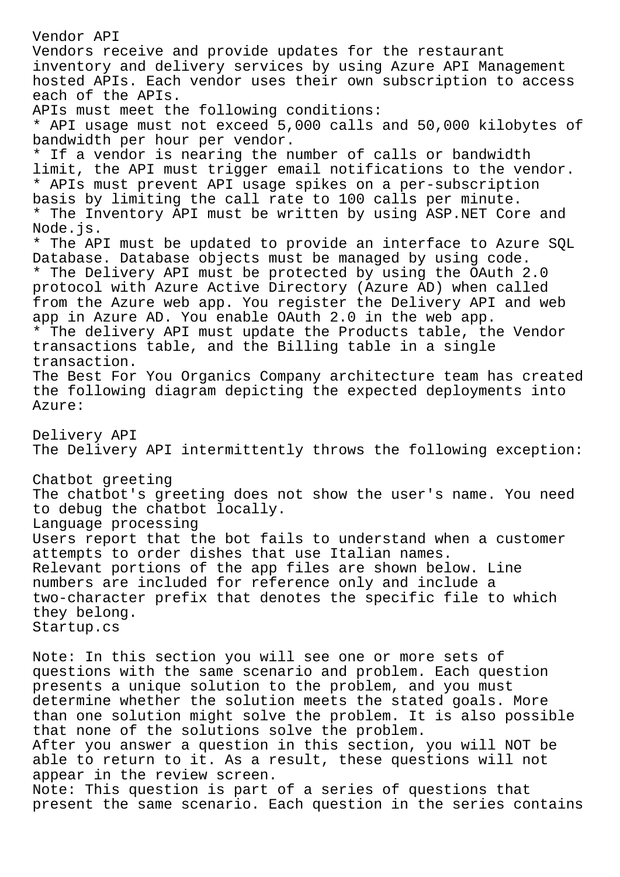Vendor API

Vendors receive and provide updates for the restaurant inventory and delivery services by using Azure API Management hosted APIs. Each vendor uses their own subscription to access each of the APIs.

APIs must meet the following conditions:

* API usage must not exceed 5,000 calls and 50,000 kilobytes of bandwidth per hour per vendor.
* If a vendor is nearing the number of calls or bandwidth limit, the API must trigger email notifications to the vendor.
* APIs must prevent API usage spikes on a per-subscription basis by limiting the call rate to 100 calls per minute.
* The Inventory API must be written by using ASP.NET Core and Node.js.
* The API must be updated to provide an interface to Azure SQL Database. Database objects must be managed by using code.
* The Delivery API must be protected by using the OAuth 2.0 protocol with Azure Active Directory (Azure AD) when called from the Azure web app. You register the Delivery API and web app in Azure AD. You enable OAuth 2.0 in the web app.
* The delivery API must update the Products table, the Vendor transactions table, and the Billing table in a single transaction.

The Best For You Organics Company architecture team has created the following diagram depicting the expected deployments into Azure:

Delivery API

The Delivery API intermittently throws the following exception:

Chatbot greeting

The chatbot's greeting does not show the user's name. You need to debug the chatbot locally.

Language processing

Users report that the bot fails to understand when a customer attempts to order dishes that use Italian names.

Relevant portions of the app files are shown below. Line numbers are included for reference only and include a two-character prefix that denotes the specific file to which they belong.

Startup.cs

Note: In this section you will see one or more sets of questions with the same scenario and problem. Each question presents a unique solution to the problem, and you must determine whether the solution meets the stated goals. More than one solution might solve the problem. It is also possible that none of the solutions solve the problem.

After you answer a question in this section, you will NOT be able to return to it. As a result, these questions will not appear in the review screen.

Note: This question is part of a series of questions that present the same scenario. Each question in the series contains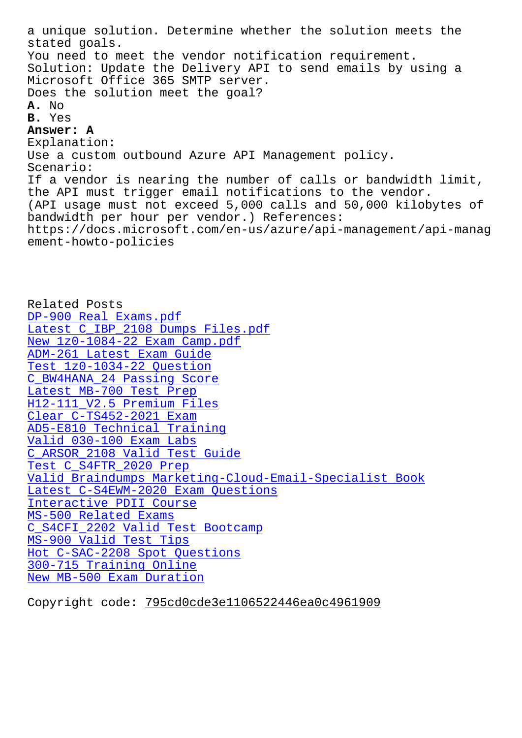a unique solution. Determine whether the solution meets the stated goals.
You need to meet the vendor notification requirement.
Solution: Update the Delivery API to send emails by using a Microsoft Office 365 SMTP server.
Does the solution meet the goal?
**A.** No
**B.** Yes
**Answer: A**
Explanation:
Use a custom outbound Azure API Management policy.
Scenario:
If a vendor is nearing the number of calls or bandwidth limit, the API must trigger email notifications to the vendor.
(API usage must not exceed 5,000 calls and 50,000 kilobytes of bandwidth per hour per vendor.) References:
https://docs.microsoft.com/en-us/azure/api-management/api-management-howto-policies

Related Posts
DP-900 Real Exams.pdf
Latest C_IBP_2108 Dumps Files.pdf
New 1z0-1084-22 Exam Camp.pdf
ADM-261 Latest Exam Guide
Test 1z0-1034-22 Question
C_BW4HANA_24 Passing Score
Latest MB-700 Test Prep
H12-111_V2.5 Premium Files
Clear C-TS452-2021 Exam
AD5-E810 Technical Training
Valid 030-100 Exam Labs
C_ARSOR_2108 Valid Test Guide
Test C_S4FTR_2020 Prep
Valid Braindumps Marketing-Cloud-Email-Specialist Book
Latest C-S4EWM-2020 Exam Questions
Interactive PDII Course
MS-500 Related Exams
C_S4CFI_2202 Valid Test Bootcamp
MS-900 Valid Test Tips
Hot C-SAC-2208 Spot Questions
300-715 Training Online
New MB-500 Exam Duration

Copyright code: 795cd0cde3e1106522446ea0c4961909